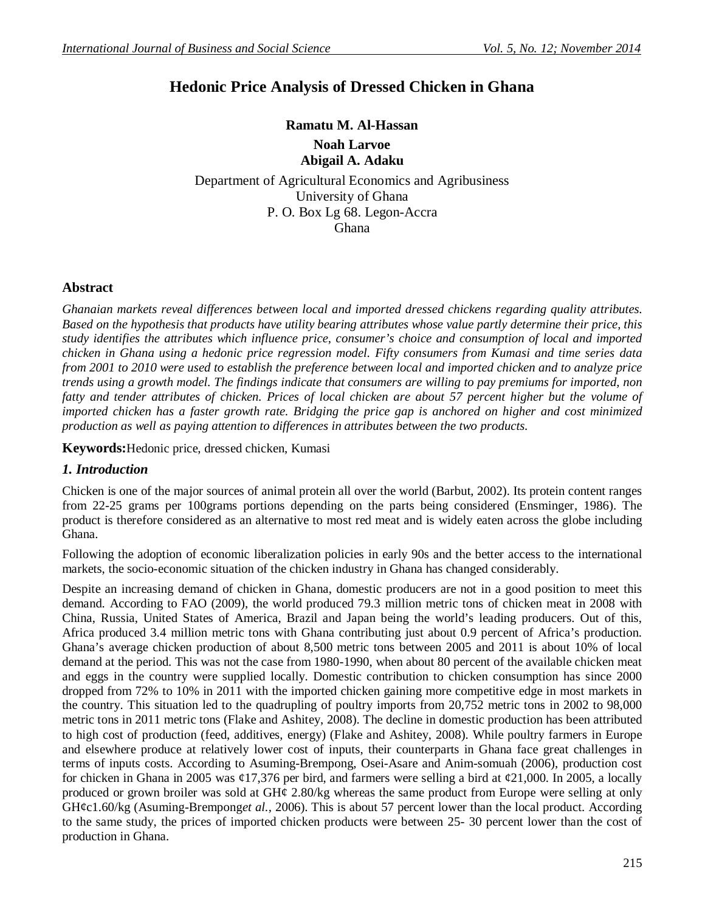# Hedonic Price Analysis of Dressed Chicken in Ghana

**Ramatu M. Al-Hassan**

**Noah Larvoe**

**Abigail A. Adaku**

Department of Agricultural Economics and Agribusiness
University of Ghana
P. O. Box Lg 68. Legon-Accra
Ghana

## Abstract

*Ghanaian markets reveal differences between local and imported dressed chickens regarding quality attributes. Based on the hypothesis that products have utility bearing attributes whose value partly determine their price, this study identifies the attributes which influence price, consumer's choice and consumption of local and imported chicken in Ghana using a hedonic price regression model. Fifty consumers from Kumasi and time series data from 2001 to 2010 were used to establish the preference between local and imported chicken and to analyze price trends using a growth model. The findings indicate that consumers are willing to pay premiums for imported, non fatty and tender attributes of chicken. Prices of local chicken are about 57 percent higher but the volume of imported chicken has a faster growth rate. Bridging the price gap is anchored on higher and cost minimized production as well as paying attention to differences in attributes between the two products.*

**Keywords:**Hedonic price, dressed chicken, Kumasi

## *1. Introduction*

Chicken is one of the major sources of animal protein all over the world (Barbut, 2002). Its protein content ranges from 22-25 grams per 100grams portions depending on the parts being considered (Ensminger, 1986). The product is therefore considered as an alternative to most red meat and is widely eaten across the globe including Ghana.

Following the adoption of economic liberalization policies in early 90s and the better access to the international markets, the socio-economic situation of the chicken industry in Ghana has changed considerably.

Despite an increasing demand of chicken in Ghana, domestic producers are not in a good position to meet this demand. According to FAO (2009), the world produced 79.3 million metric tons of chicken meat in 2008 with China, Russia, United States of America, Brazil and Japan being the world's leading producers. Out of this, Africa produced 3.4 million metric tons with Ghana contributing just about 0.9 percent of Africa's production. Ghana's average chicken production of about 8,500 metric tons between 2005 and 2011 is about 10% of local demand at the period. This was not the case from 1980-1990, when about 80 percent of the available chicken meat and eggs in the country were supplied locally. Domestic contribution to chicken consumption has since 2000 dropped from 72% to 10% in 2011 with the imported chicken gaining more competitive edge in most markets in the country. This situation led to the quadrupling of poultry imports from 20,752 metric tons in 2002 to 98,000 metric tons in 2011 metric tons (Flake and Ashitey, 2008). The decline in domestic production has been attributed to high cost of production (feed, additives, energy) (Flake and Ashitey, 2008). While poultry farmers in Europe and elsewhere produce at relatively lower cost of inputs, their counterparts in Ghana face great challenges in terms of inputs costs. According to Asuming-Brempong, Osei-Asare and Anim-somuah (2006), production cost for chicken in Ghana in 2005 was ¢17,376 per bird, and farmers were selling a bird at ¢21,000. In 2005, a locally produced or grown broiler was sold at GH¢ 2.80/kg whereas the same product from Europe were selling at only GH¢c1.60/kg (Asuming-Brempong*et al.,* 2006). This is about 57 percent lower than the local product. According to the same study, the prices of imported chicken products were between 25- 30 percent lower than the cost of production in Ghana.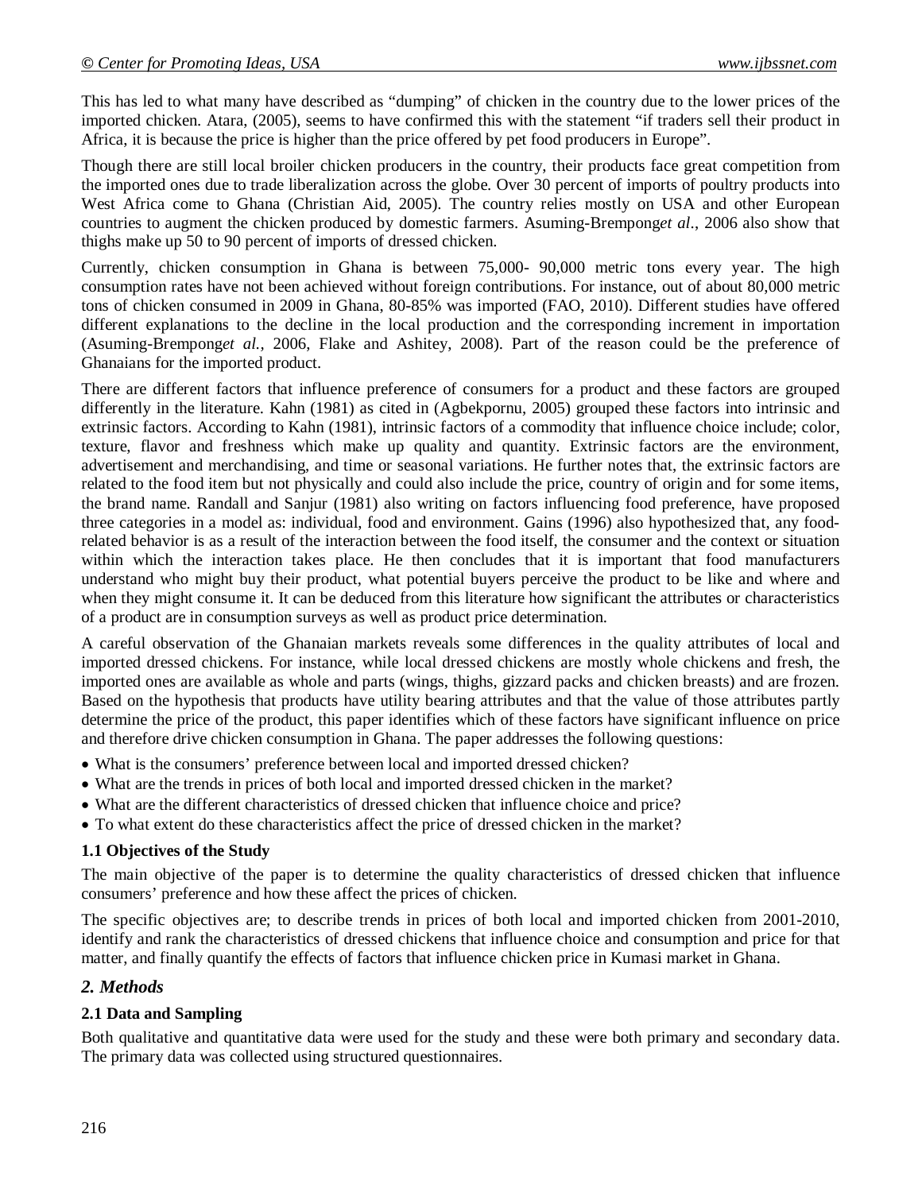This has led to what many have described as "dumping" of chicken in the country due to the lower prices of the imported chicken. Atara, (2005), seems to have confirmed this with the statement "if traders sell their product in Africa, it is because the price is higher than the price offered by pet food producers in Europe".

Though there are still local broiler chicken producers in the country, their products face great competition from the imported ones due to trade liberalization across the globe. Over 30 percent of imports of poultry products into West Africa come to Ghana (Christian Aid, 2005). The country relies mostly on USA and other European countries to augment the chicken produced by domestic farmers. Asuming-Brempong*et al*., 2006 also show that thighs make up 50 to 90 percent of imports of dressed chicken.

Currently, chicken consumption in Ghana is between 75,000- 90,000 metric tons every year. The high consumption rates have not been achieved without foreign contributions. For instance, out of about 80,000 metric tons of chicken consumed in 2009 in Ghana, 80-85% was imported (FAO, 2010). Different studies have offered different explanations to the decline in the local production and the corresponding increment in importation (Asuming-Brempong*et al.,* 2006, Flake and Ashitey, 2008). Part of the reason could be the preference of Ghanaians for the imported product.

There are different factors that influence preference of consumers for a product and these factors are grouped differently in the literature. Kahn (1981) as cited in (Agbekpornu, 2005) grouped these factors into intrinsic and extrinsic factors. According to Kahn (1981), intrinsic factors of a commodity that influence choice include; color, texture, flavor and freshness which make up quality and quantity. Extrinsic factors are the environment, advertisement and merchandising, and time or seasonal variations. He further notes that, the extrinsic factors are related to the food item but not physically and could also include the price, country of origin and for some items, the brand name. Randall and Sanjur (1981) also writing on factors influencing food preference, have proposed three categories in a model as: individual, food and environment. Gains (1996) also hypothesized that, any food-related behavior is as a result of the interaction between the food itself, the consumer and the context or situation within which the interaction takes place. He then concludes that it is important that food manufacturers understand who might buy their product, what potential buyers perceive the product to be like and where and when they might consume it. It can be deduced from this literature how significant the attributes or characteristics of a product are in consumption surveys as well as product price determination.

A careful observation of the Ghanaian markets reveals some differences in the quality attributes of local and imported dressed chickens. For instance, while local dressed chickens are mostly whole chickens and fresh, the imported ones are available as whole and parts (wings, thighs, gizzard packs and chicken breasts) and are frozen. Based on the hypothesis that products have utility bearing attributes and that the value of those attributes partly determine the price of the product, this paper identifies which of these factors have significant influence on price and therefore drive chicken consumption in Ghana. The paper addresses the following questions:

- What is the consumers' preference between local and imported dressed chicken?
- What are the trends in prices of both local and imported dressed chicken in the market?
- What are the different characteristics of dressed chicken that influence choice and price?
- To what extent do these characteristics affect the price of dressed chicken in the market?

### 1.1 Objectives of the Study

The main objective of the paper is to determine the quality characteristics of dressed chicken that influence consumers' preference and how these affect the prices of chicken.

The specific objectives are; to describe trends in prices of both local and imported chicken from 2001-2010, identify and rank the characteristics of dressed chickens that influence choice and consumption and price for that matter, and finally quantify the effects of factors that influence chicken price in Kumasi market in Ghana.

## *2. Methods*

### 2.1 Data and Sampling

Both qualitative and quantitative data were used for the study and these were both primary and secondary data. The primary data was collected using structured questionnaires.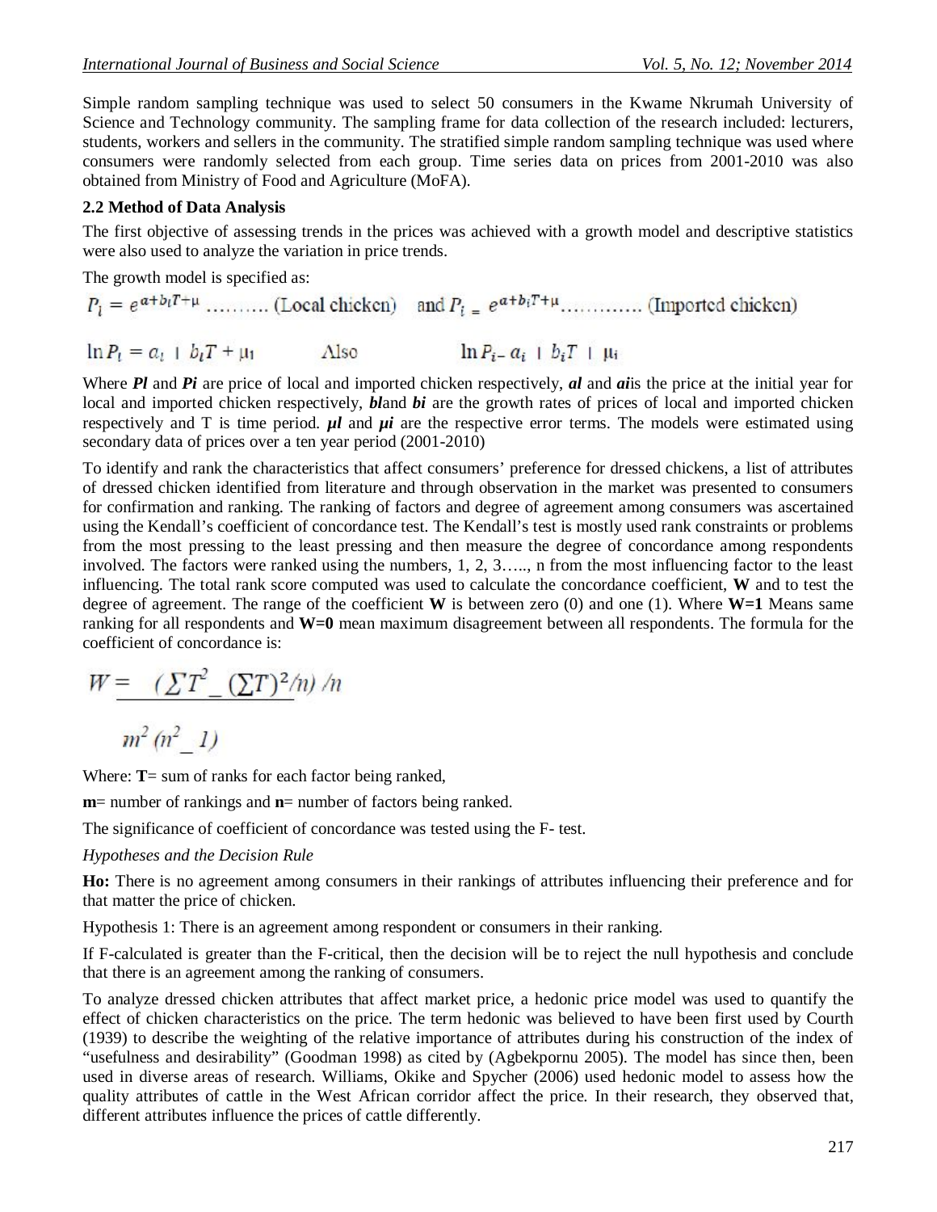Simple random sampling technique was used to select 50 consumers in the Kwame Nkrumah University of Science and Technology community. The sampling frame for data collection of the research included: lecturers, students, workers and sellers in the community. The stratified simple random sampling technique was used where consumers were randomly selected from each group. Time series data on prices from 2001-2010 was also obtained from Ministry of Food and Agriculture (MoFA).

### 2.2 Method of Data Analysis

The first objective of assessing trends in the prices was achieved with a growth model and descriptive statistics were also used to analyze the variation in price trends.

The growth model is specified as:

$P_l = e^{a+b_lT+\mu}$ .......... (Local chicken) and $P_i = e^{a+b_iT+\mu}$ ............. (Imported chicken)

$\ln P_l = a_l + b_lT + \mu_l$ Also $\ln P_i = a_i + b_iT + \mu_i$

Where ***Pl*** and ***Pi*** are price of local and imported chicken respectively, ***al*** and ***ai*** is the price at the initial year for local and imported chicken respectively, ***bl*** and ***bi*** are the growth rates of prices of local and imported chicken respectively and T is time period. ***μl*** and ***μi*** are the respective error terms. The models were estimated using secondary data of prices over a ten year period (2001-2010)

To identify and rank the characteristics that affect consumers' preference for dressed chickens, a list of attributes of dressed chicken identified from literature and through observation in the market was presented to consumers for confirmation and ranking. The ranking of factors and degree of agreement among consumers was ascertained using the Kendall's coefficient of concordance test. The Kendall's test is mostly used rank constraints or problems from the most pressing to the least pressing and then measure the degree of concordance among respondents involved. The factors were ranked using the numbers, 1, 2, 3….., n from the most influencing factor to the least influencing. The total rank score computed was used to calculate the concordance coefficient, **W** and to test the degree of agreement. The range of the coefficient **W** is between zero (0) and one (1). Where **W=1** Means same ranking for all respondents and **W=0** mean maximum disagreement between all respondents. The formula for the coefficient of concordance is:

$$W = \frac{\left(\sum T^2 - (\sum T)^2/n\right)/n}{m^2 (n^2 - 1)}$$

Where: **T**= sum of ranks for each factor being ranked,

**m**= number of rankings and **n**= number of factors being ranked.

The significance of coefficient of concordance was tested using the F- test.

*Hypotheses and the Decision Rule*

**Ho:** There is no agreement among consumers in their rankings of attributes influencing their preference and for that matter the price of chicken.

Hypothesis 1: There is an agreement among respondent or consumers in their ranking.

If F-calculated is greater than the F-critical, then the decision will be to reject the null hypothesis and conclude that there is an agreement among the ranking of consumers.

To analyze dressed chicken attributes that affect market price, a hedonic price model was used to quantify the effect of chicken characteristics on the price. The term hedonic was believed to have been first used by Courth (1939) to describe the weighting of the relative importance of attributes during his construction of the index of "usefulness and desirability" (Goodman 1998) as cited by (Agbekpornu 2005). The model has since then, been used in diverse areas of research. Williams, Okike and Spycher (2006) used hedonic model to assess how the quality attributes of cattle in the West African corridor affect the price. In their research, they observed that, different attributes influence the prices of cattle differently.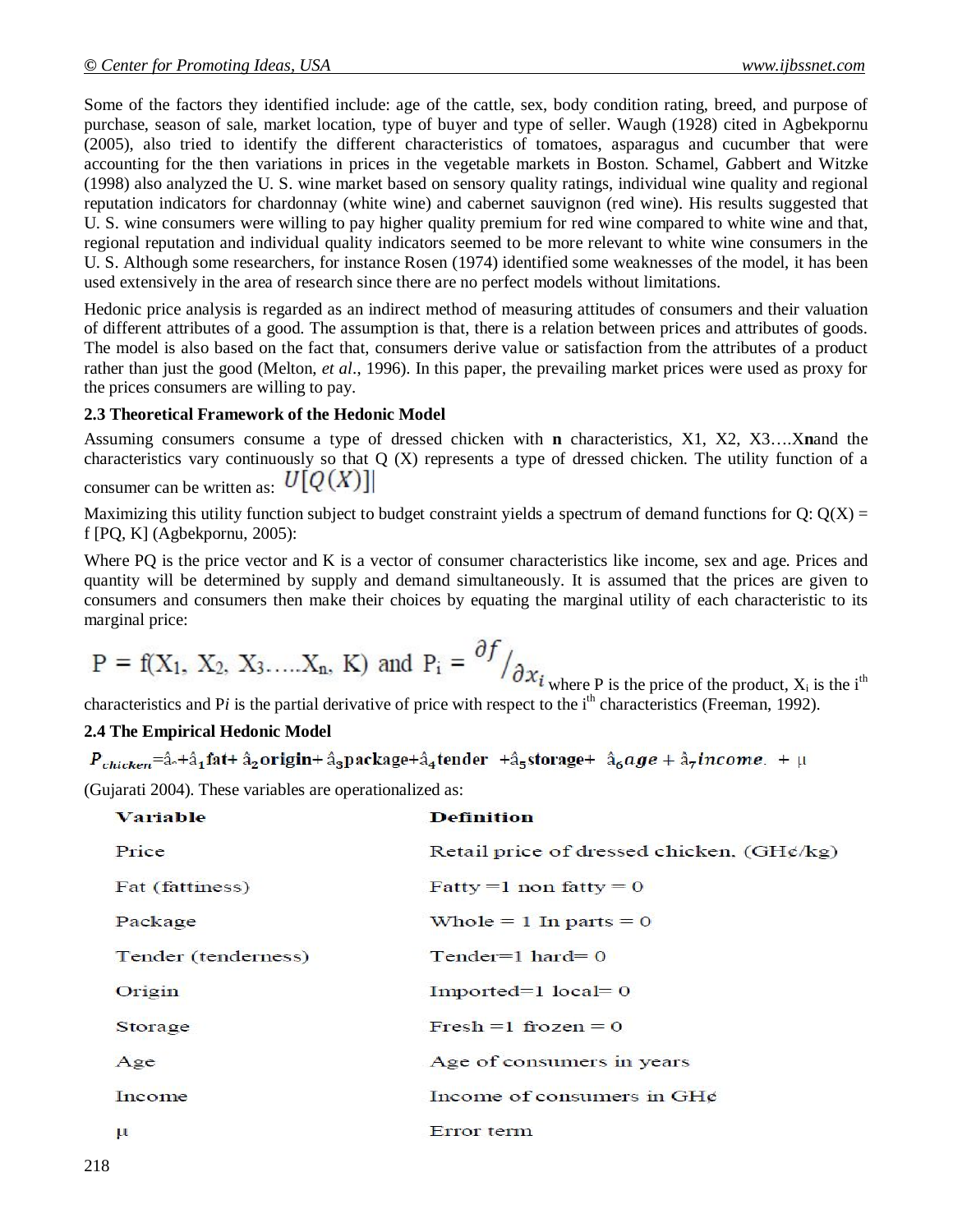Some of the factors they identified include: age of the cattle, sex, body condition rating, breed, and purpose of purchase, season of sale, market location, type of buyer and type of seller. Waugh (1928) cited in Agbekpornu (2005), also tried to identify the different characteristics of tomatoes, asparagus and cucumber that were accounting for the then variations in prices in the vegetable markets in Boston. Schamel, Gabbert and Witzke (1998) also analyzed the U. S. wine market based on sensory quality ratings, individual wine quality and regional reputation indicators for chardonnay (white wine) and cabernet sauvignon (red wine). His results suggested that U. S. wine consumers were willing to pay higher quality premium for red wine compared to white wine and that, regional reputation and individual quality indicators seemed to be more relevant to white wine consumers in the U. S. Although some researchers, for instance Rosen (1974) identified some weaknesses of the model, it has been used extensively in the area of research since there are no perfect models without limitations.

Hedonic price analysis is regarded as an indirect method of measuring attitudes of consumers and their valuation of different attributes of a good. The assumption is that, there is a relation between prices and attributes of goods. The model is also based on the fact that, consumers derive value or satisfaction from the attributes of a product rather than just the good (Melton, *et al*., 1996). In this paper, the prevailing market prices were used as proxy for the prices consumers are willing to pay.

### 2.3 Theoretical Framework of the Hedonic Model

Assuming consumers consume a type of dressed chicken with **n** characteristics, X1, X2, X3….X**n**and the characteristics vary continuously so that Q (X) represents a type of dressed chicken. The utility function of a consumer can be written as: $U[Q(X)]$

Maximizing this utility function subject to budget constraint yields a spectrum of demand functions for Q: Q(X) = f [PQ, K] (Agbekpornu, 2005):

Where PQ is the price vector and K is a vector of consumer characteristics like income, sex and age. Prices and quantity will be determined by supply and demand simultaneously. It is assumed that the prices are given to consumers and consumers then make their choices by equating the marginal utility of each characteristic to its marginal price:

$P = f(X_1, X_2, X_3 \ldots X_n, K)$ and $P_i = \partial f / \partial x_i$ where P is the price of the product, $X_i$ is the i[th] characteristics and $P_i$ is the partial derivative of price with respect to the i[th] characteristics (Freeman, 1992).

### 2.4 The Empirical Hedonic Model

$$P_{chicken} = \hat{a}_0 + \hat{a}_1 \textbf{fat} + \hat{a}_2 \textbf{origin} + \hat{a}_3 \textbf{package} + \hat{a}_4 \textbf{tender} + \hat{a}_5 \textbf{storage} + \hat{a}_6 age + \hat{a}_7 income. + \mu$$

(Gujarati 2004). These variables are operationalized as:

| Variable | Definition |
|---|---|
| Price | Retail price of dressed chicken. (GH¢/kg) |
| Fat (fattiness) | Fatty =1 non fatty = 0 |
| Package | Whole = 1 In parts = 0 |
| Tender (tenderness) | Tender=1 hard= 0 |
| Origin | Imported=1 local= 0 |
| Storage | Fresh =1 frozen = 0 |
| Age | Age of consumers in years |
| Income | Income of consumers in GH¢ |
| μ | Error term |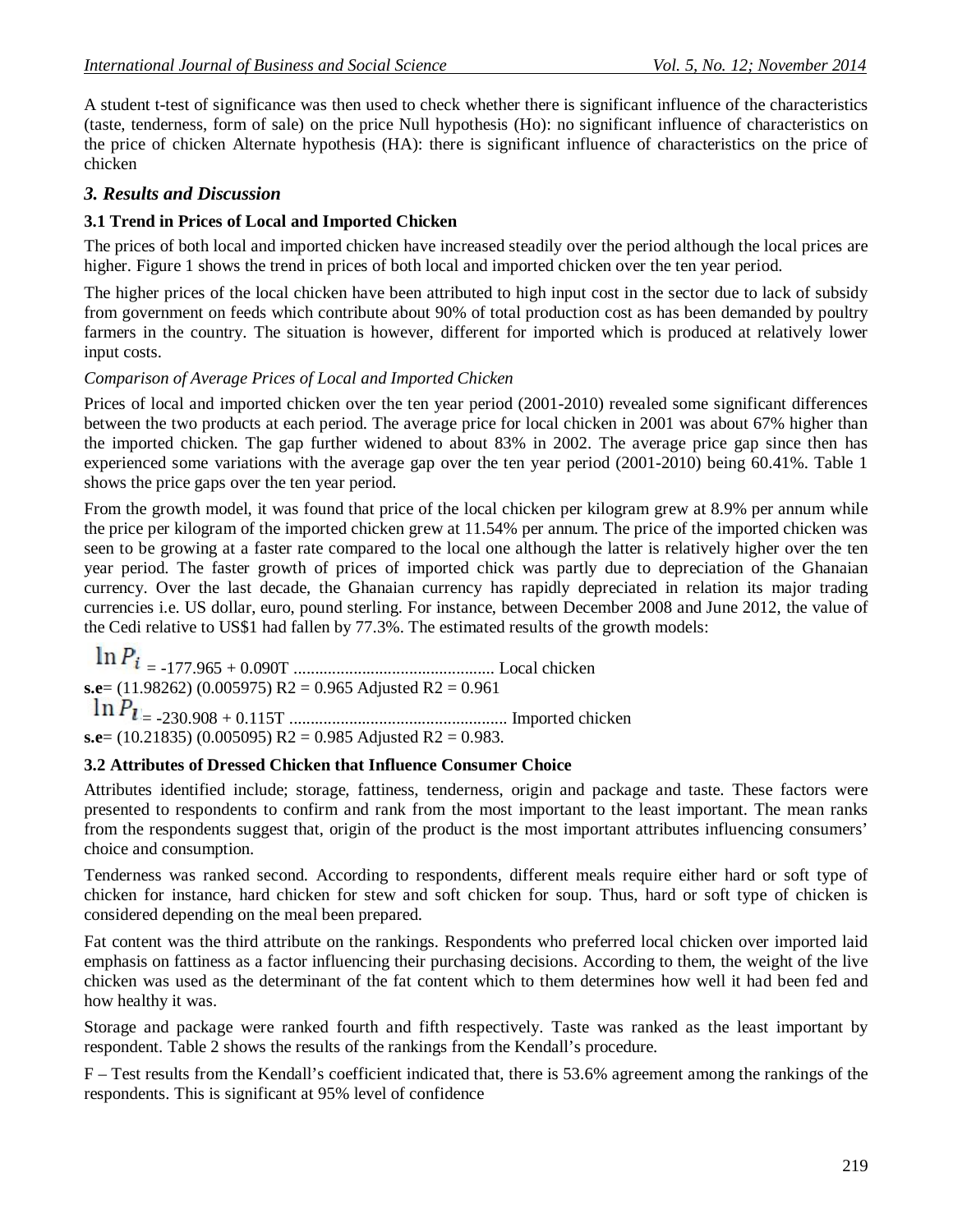A student t-test of significance was then used to check whether there is significant influence of the characteristics (taste, tenderness, form of sale) on the price Null hypothesis (Ho): no significant influence of characteristics on the price of chicken Alternate hypothesis (HA): there is significant influence of characteristics on the price of chicken

## *3. Results and Discussion*

### 3.1 Trend in Prices of Local and Imported Chicken

The prices of both local and imported chicken have increased steadily over the period although the local prices are higher. Figure 1 shows the trend in prices of both local and imported chicken over the ten year period.

The higher prices of the local chicken have been attributed to high input cost in the sector due to lack of subsidy from government on feeds which contribute about 90% of total production cost as has been demanded by poultry farmers in the country. The situation is however, different for imported which is produced at relatively lower input costs.

*Comparison of Average Prices of Local and Imported Chicken*

Prices of local and imported chicken over the ten year period (2001-2010) revealed some significant differences between the two products at each period. The average price for local chicken in 2001 was about 67% higher than the imported chicken. The gap further widened to about 83% in 2002. The average price gap since then has experienced some variations with the average gap over the ten year period (2001-2010) being 60.41%. Table 1 shows the price gaps over the ten year period.

From the growth model, it was found that price of the local chicken per kilogram grew at 8.9% per annum while the price per kilogram of the imported chicken grew at 11.54% per annum. The price of the imported chicken was seen to be growing at a faster rate compared to the local one although the latter is relatively higher over the ten year period. The faster growth of prices of imported chick was partly due to depreciation of the Ghanaian currency. Over the last decade, the Ghanaian currency has rapidly depreciated in relation its major trading currencies i.e. US dollar, euro, pound sterling. For instance, between December 2008 and June 2012, the value of the Cedi relative to US$1 had fallen by 77.3%. The estimated results of the growth models:

$\ln P_i$ = -177.965 + 0.090T ............................................... Local chicken

**s.e**= (11.98262) (0.005975) $R^2$ = 0.965 Adjusted $R^2$ = 0.961

$\ln P_I$ = -230.908 + 0.115T .................................................. Imported chicken

**s.e**= (10.21835) (0.005095) $R^2$ = 0.985 Adjusted $R^2$ = 0.983.

### 3.2 Attributes of Dressed Chicken that Influence Consumer Choice

Attributes identified include; storage, fattiness, tenderness, origin and package and taste. These factors were presented to respondents to confirm and rank from the most important to the least important. The mean ranks from the respondents suggest that, origin of the product is the most important attributes influencing consumers' choice and consumption.

Tenderness was ranked second. According to respondents, different meals require either hard or soft type of chicken for instance, hard chicken for stew and soft chicken for soup. Thus, hard or soft type of chicken is considered depending on the meal been prepared.

Fat content was the third attribute on the rankings. Respondents who preferred local chicken over imported laid emphasis on fattiness as a factor influencing their purchasing decisions. According to them, the weight of the live chicken was used as the determinant of the fat content which to them determines how well it had been fed and how healthy it was.

Storage and package were ranked fourth and fifth respectively. Taste was ranked as the least important by respondent. Table 2 shows the results of the rankings from the Kendall's procedure.

F – Test results from the Kendall's coefficient indicated that, there is 53.6% agreement among the rankings of the respondents. This is significant at 95% level of confidence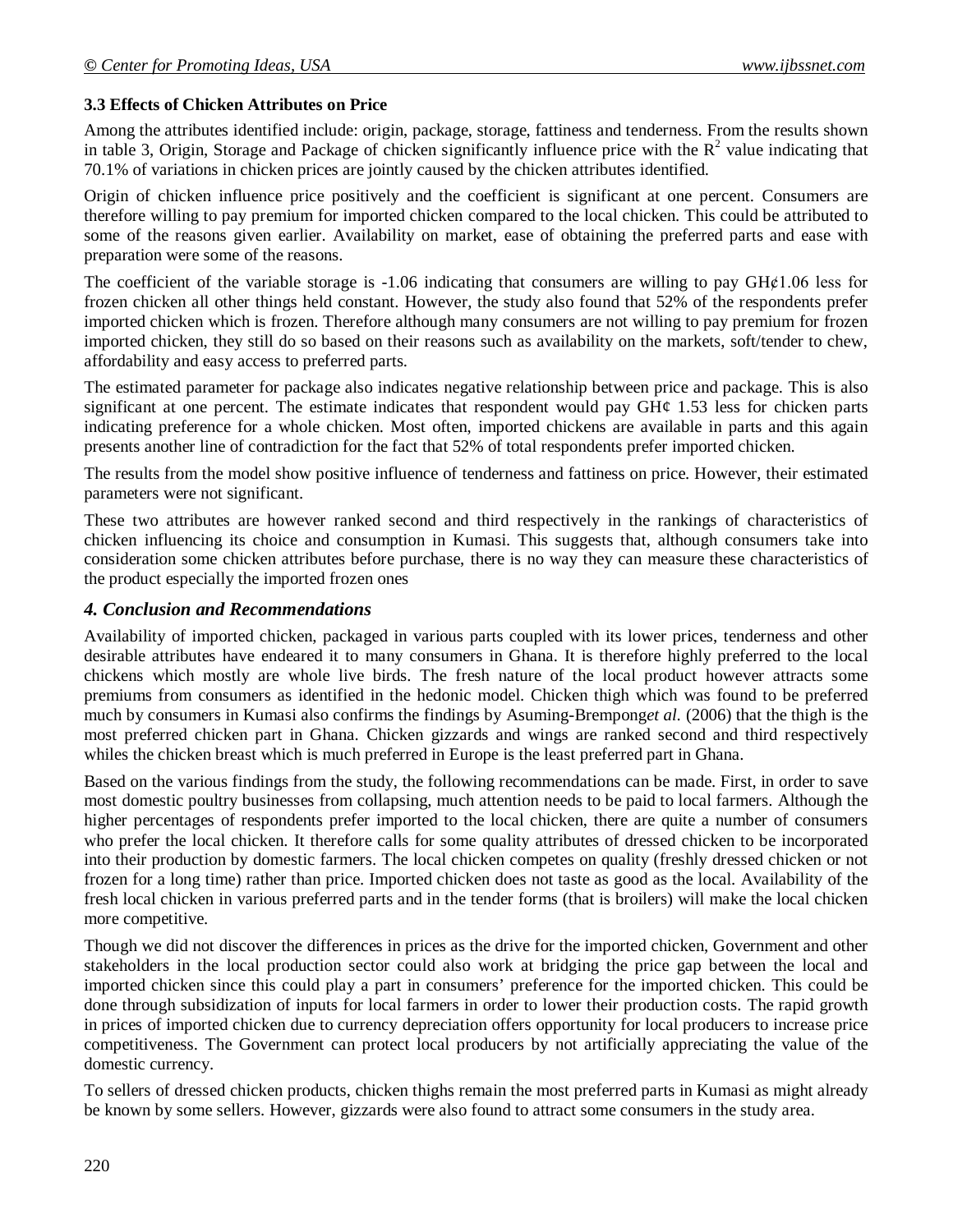### 3.3 Effects of Chicken Attributes on Price

Among the attributes identified include: origin, package, storage, fattiness and tenderness. From the results shown in table 3, Origin, Storage and Package of chicken significantly influence price with the $R^2$ value indicating that 70.1% of variations in chicken prices are jointly caused by the chicken attributes identified.

Origin of chicken influence price positively and the coefficient is significant at one percent. Consumers are therefore willing to pay premium for imported chicken compared to the local chicken. This could be attributed to some of the reasons given earlier. Availability on market, ease of obtaining the preferred parts and ease with preparation were some of the reasons.

The coefficient of the variable storage is -1.06 indicating that consumers are willing to pay GH¢1.06 less for frozen chicken all other things held constant. However, the study also found that 52% of the respondents prefer imported chicken which is frozen. Therefore although many consumers are not willing to pay premium for frozen imported chicken, they still do so based on their reasons such as availability on the markets, soft/tender to chew, affordability and easy access to preferred parts.

The estimated parameter for package also indicates negative relationship between price and package. This is also significant at one percent. The estimate indicates that respondent would pay GH¢ 1.53 less for chicken parts indicating preference for a whole chicken. Most often, imported chickens are available in parts and this again presents another line of contradiction for the fact that 52% of total respondents prefer imported chicken.

The results from the model show positive influence of tenderness and fattiness on price. However, their estimated parameters were not significant.

These two attributes are however ranked second and third respectively in the rankings of characteristics of chicken influencing its choice and consumption in Kumasi. This suggests that, although consumers take into consideration some chicken attributes before purchase, there is no way they can measure these characteristics of the product especially the imported frozen ones

## *4. Conclusion and Recommendations*

Availability of imported chicken, packaged in various parts coupled with its lower prices, tenderness and other desirable attributes have endeared it to many consumers in Ghana. It is therefore highly preferred to the local chickens which mostly are whole live birds. The fresh nature of the local product however attracts some premiums from consumers as identified in the hedonic model. Chicken thigh which was found to be preferred much by consumers in Kumasi also confirms the findings by Asuming-Brempong*et al.* (2006) that the thigh is the most preferred chicken part in Ghana. Chicken gizzards and wings are ranked second and third respectively whiles the chicken breast which is much preferred in Europe is the least preferred part in Ghana.

Based on the various findings from the study, the following recommendations can be made. First, in order to save most domestic poultry businesses from collapsing, much attention needs to be paid to local farmers. Although the higher percentages of respondents prefer imported to the local chicken, there are quite a number of consumers who prefer the local chicken. It therefore calls for some quality attributes of dressed chicken to be incorporated into their production by domestic farmers. The local chicken competes on quality (freshly dressed chicken or not frozen for a long time) rather than price. Imported chicken does not taste as good as the local. Availability of the fresh local chicken in various preferred parts and in the tender forms (that is broilers) will make the local chicken more competitive.

Though we did not discover the differences in prices as the drive for the imported chicken, Government and other stakeholders in the local production sector could also work at bridging the price gap between the local and imported chicken since this could play a part in consumers' preference for the imported chicken. This could be done through subsidization of inputs for local farmers in order to lower their production costs. The rapid growth in prices of imported chicken due to currency depreciation offers opportunity for local producers to increase price competitiveness. The Government can protect local producers by not artificially appreciating the value of the domestic currency.

To sellers of dressed chicken products, chicken thighs remain the most preferred parts in Kumasi as might already be known by some sellers. However, gizzards were also found to attract some consumers in the study area.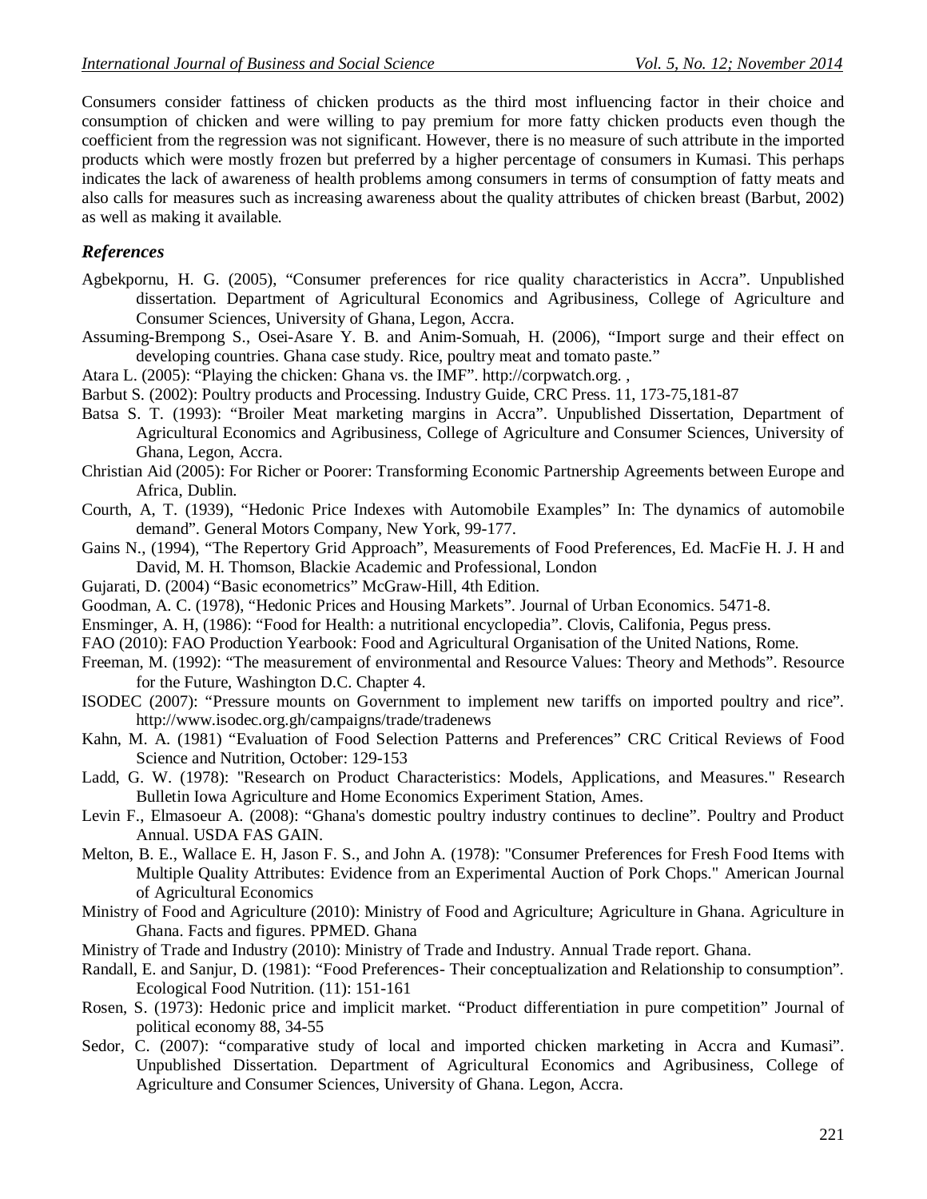Consumers consider fattiness of chicken products as the third most influencing factor in their choice and consumption of chicken and were willing to pay premium for more fatty chicken products even though the coefficient from the regression was not significant. However, there is no measure of such attribute in the imported products which were mostly frozen but preferred by a higher percentage of consumers in Kumasi. This perhaps indicates the lack of awareness of health problems among consumers in terms of consumption of fatty meats and also calls for measures such as increasing awareness about the quality attributes of chicken breast (Barbut, 2002) as well as making it available.

## *References*

Agbekpornu, H. G. (2005), "Consumer preferences for rice quality characteristics in Accra". Unpublished dissertation. Department of Agricultural Economics and Agribusiness, College of Agriculture and Consumer Sciences, University of Ghana, Legon, Accra.

Assuming-Brempong S., Osei-Asare Y. B. and Anim-Somuah, H. (2006), "Import surge and their effect on developing countries. Ghana case study. Rice, poultry meat and tomato paste."

Atara L. (2005): "Playing the chicken: Ghana vs. the IMF". http://corpwatch.org. ,

Barbut S. (2002): Poultry products and Processing. Industry Guide, CRC Press. 11, 173-75,181-87

Batsa S. T. (1993): "Broiler Meat marketing margins in Accra". Unpublished Dissertation, Department of Agricultural Economics and Agribusiness, College of Agriculture and Consumer Sciences, University of Ghana, Legon, Accra.

Christian Aid (2005): For Richer or Poorer: Transforming Economic Partnership Agreements between Europe and Africa, Dublin.

Courth, A, T. (1939), "Hedonic Price Indexes with Automobile Examples" In: The dynamics of automobile demand". General Motors Company, New York, 99-177.

Gains N., (1994), "The Repertory Grid Approach", Measurements of Food Preferences, Ed. MacFie H. J. H and David, M. H. Thomson, Blackie Academic and Professional, London

Gujarati, D. (2004) "Basic econometrics" McGraw-Hill, 4th Edition.

Goodman, A. C. (1978), "Hedonic Prices and Housing Markets". Journal of Urban Economics. 5471-8.

Ensminger, A. H, (1986): "Food for Health: a nutritional encyclopedia". Clovis, Califonia, Pegus press.

FAO (2010): FAO Production Yearbook: Food and Agricultural Organisation of the United Nations, Rome.

Freeman, M. (1992): "The measurement of environmental and Resource Values: Theory and Methods". Resource for the Future, Washington D.C. Chapter 4.

ISODEC (2007): "Pressure mounts on Government to implement new tariffs on imported poultry and rice". http://www.isodec.org.gh/campaigns/trade/tradenews

Kahn, M. A. (1981) "Evaluation of Food Selection Patterns and Preferences" CRC Critical Reviews of Food Science and Nutrition, October: 129-153

Ladd, G. W. (1978): "Research on Product Characteristics: Models, Applications, and Measures." Research Bulletin Iowa Agriculture and Home Economics Experiment Station, Ames.

Levin F., Elmasoeur A. (2008): "Ghana's domestic poultry industry continues to decline". Poultry and Product Annual. USDA FAS GAIN.

Melton, B. E., Wallace E. H, Jason F. S., and John A. (1978): "Consumer Preferences for Fresh Food Items with Multiple Quality Attributes: Evidence from an Experimental Auction of Pork Chops." American Journal of Agricultural Economics

Ministry of Food and Agriculture (2010): Ministry of Food and Agriculture; Agriculture in Ghana. Agriculture in Ghana. Facts and figures. PPMED. Ghana

Ministry of Trade and Industry (2010): Ministry of Trade and Industry. Annual Trade report. Ghana.

Randall, E. and Sanjur, D. (1981): "Food Preferences- Their conceptualization and Relationship to consumption". Ecological Food Nutrition. (11): 151-161

Rosen, S. (1973): Hedonic price and implicit market. "Product differentiation in pure competition" Journal of political economy 88, 34-55

Sedor, C. (2007): "comparative study of local and imported chicken marketing in Accra and Kumasi". Unpublished Dissertation. Department of Agricultural Economics and Agribusiness, College of Agriculture and Consumer Sciences, University of Ghana. Legon, Accra.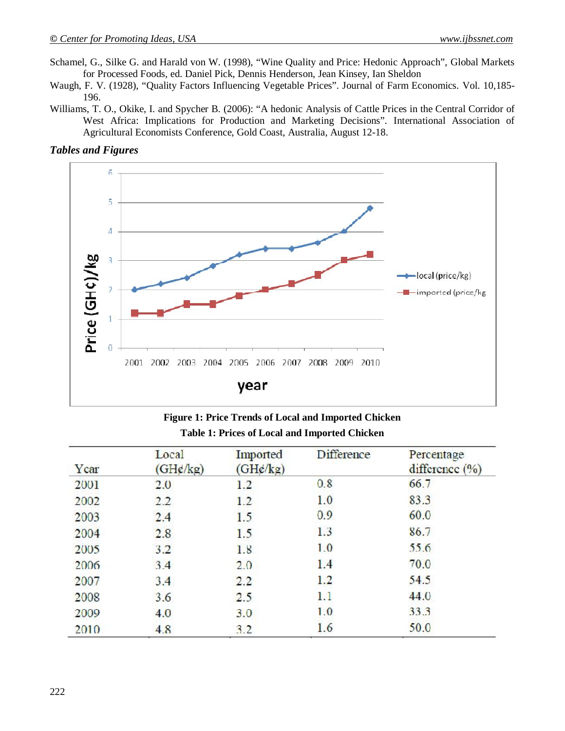Schamel, G., Silke G. and Harald von W. (1998), "Wine Quality and Price: Hedonic Approach", Global Markets for Processed Foods, ed. Daniel Pick, Dennis Henderson, Jean Kinsey, Ian Sheldon

Waugh, F. V. (1928), "Quality Factors Influencing Vegetable Prices". Journal of Farm Economics. Vol. 10,185-196.

Williams, T. O., Okike, I. and Spycher B. (2006): "A hedonic Analysis of Cattle Prices in the Central Corridor of West Africa: Implications for Production and Marketing Decisions". International Association of Agricultural Economists Conference, Gold Coast, Australia, August 12-18.

***Tables and Figures***

**Figure 1: Price Trends of Local and Imported Chicken**

**Table 1: Prices of Local and Imported Chicken**

| Year | Local (GH¢/kg) | Imported (GH¢/kg) | Difference | Percentage difference (%) |
|---|---|---|---|---|
| 2001 | 2.0 | 1.2 | 0.8 | 66.7 |
| 2002 | 2.2 | 1.2 | 1.0 | 83.3 |
| 2003 | 2.4 | 1.5 | 0.9 | 60.0 |
| 2004 | 2.8 | 1.5 | 1.3 | 86.7 |
| 2005 | 3.2 | 1.8 | 1.0 | 55.6 |
| 2006 | 3.4 | 2.0 | 1.4 | 70.0 |
| 2007 | 3.4 | 2.2 | 1.2 | 54.5 |
| 2008 | 3.6 | 2.5 | 1.1 | 44.0 |
| 2009 | 4.0 | 3.0 | 1.0 | 33.3 |
| 2010 | 4.8 | 3.2 | 1.6 | 50.0 |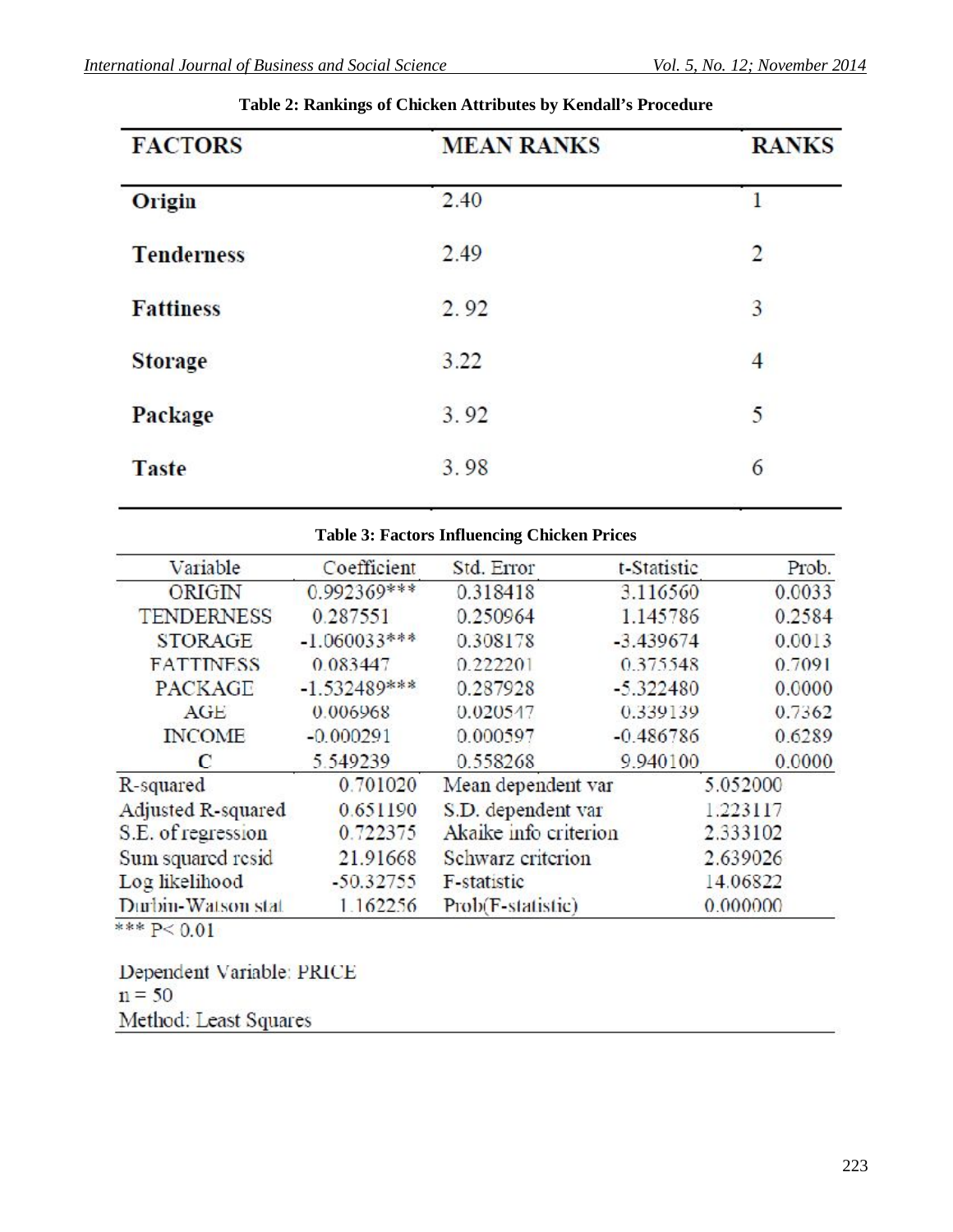**Table 2: Rankings of Chicken Attributes by Kendall's Procedure**

| FACTORS | MEAN RANKS | RANKS |
|---|---|---|
| **Origin** | 2.40 | 1 |
| **Tenderness** | 2.49 | 2 |
| **Fattiness** | 2. 92 | 3 |
| **Storage** | 3.22 | 4 |
| **Package** | 3. 92 | 5 |
| **Taste** | 3. 98 | 6 |

**Table 3: Factors Influencing Chicken Prices**

| Variable | Coefficient | Std. Error | t-Statistic | Prob. |
|---|---|---|---|---|
| ORIGIN | 0.992369*** | 0.318418 | 3.116560 | 0.0033 |
| TENDERNESS | 0.287551 | 0.250964 | 1.145786 | 0.2584 |
| STORAGE | -1.060033*** | 0.308178 | -3.439674 | 0.0013 |
| FATTINESS | 0.083447 | 0.222201 | 0.375548 | 0.7091 |
| PACKAGE | -1.532489*** | 0.287928 | -5.322480 | 0.0000 |
| AGE | 0.006968 | 0.020547 | 0.339139 | 0.7362 |
| INCOME | -0.000291 | 0.000597 | -0.486786 | 0.6289 |
| C | 5.549239 | 0.558268 | 9.940100 | 0.0000 |

| | | | |
|---|---|---|---|
| R-squared | 0.701020 | Mean dependent var | 5.052000 |
| Adjusted R-squared | 0.651190 | S.D. dependent var | 1.223117 |
| S.E. of regression | 0.722375 | Akaike info criterion | 2.333102 |
| Sum squared resid | 21.91668 | Schwarz criterion | 2.639026 |
| Log likelihood | -50.32755 | F-statistic | 14.06822 |
| Durbin-Watson stat | 1.162256 | Prob(F-statistic) | 0.000000 |

*** P< 0.01

Dependent Variable: PRICE
n = 50
Method: Least Squares